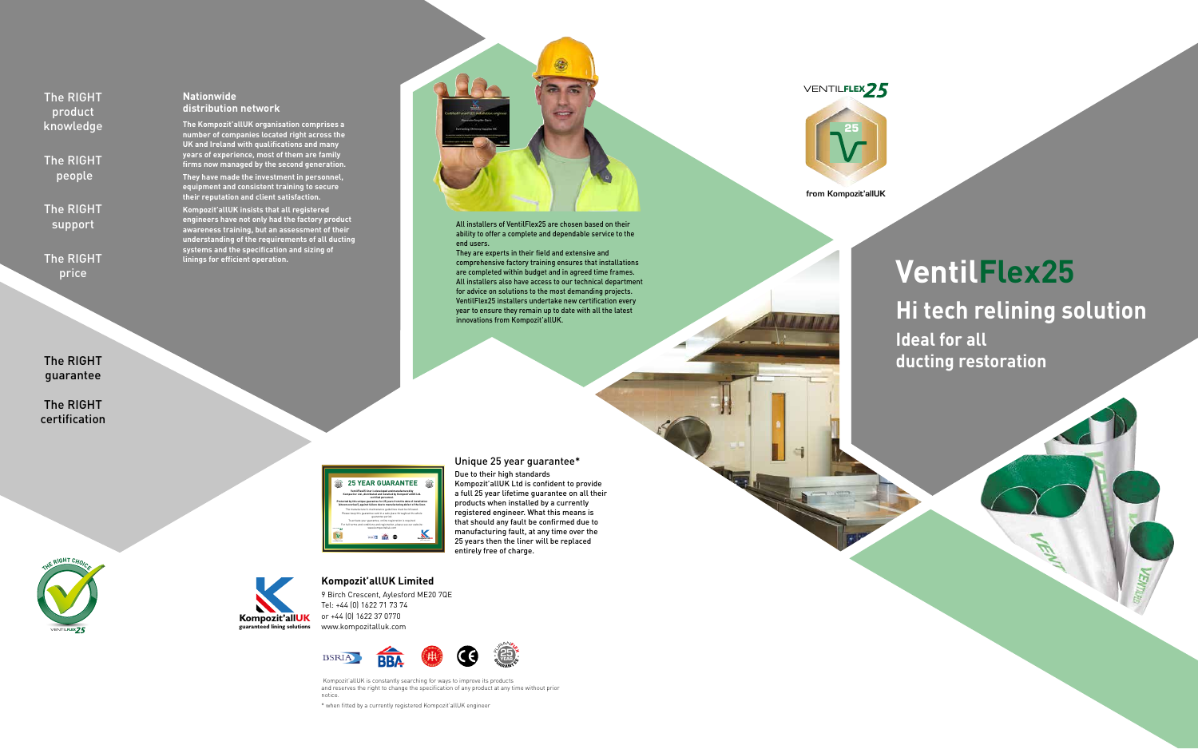The RIGHT product knowledge

The RIGHT people

The RIGHT support

The RIGHT price

The RIGHT guarantee

The RIGHT certification

## Nationwide distribution network

**The Kompozit'allUK organisation comprises a number of companies located right across the UK and Ireland with qualifications and many years of experience, most of them are family firms now managed by the second generation.**

**They have made the investment in personnel, equipment and consistent training to secure their reputation and client satisfaction.**

**Kompozit'allUK insists that all registered engineers have not only had the factory product awareness training, but an assessment of their understanding of the requirements of all ducting systems and the specification and sizing of linings for efficient operation.**

All installers of VentilFlex25 are chosen based on their ability to offer a complete and dependable service to the end users.

They are experts in their field and extensive and comprehensive factory training ensures that installations are completed within budget and in agreed time frames. All installers also have access to our technical department for advice on solutions to the most demanding projects. VentilFlex25 installers undertake new certification every year to ensure they remain up to date with all the latest innovations from Kompozit'allUK.

VENTILFLEX25

from Kompozit'allUK

# VentilFlex25

## Hi tech relining solution

### Ideal for all ducting restoration

### Unique 25 year guarantee*

Due to their high standards Kompozit'allUK Ltd is confident to provide a full 25 year lifetime guarantee on all their products when installed by a currently registered engineer. What this means is that should any fault be confirmed due to manufacturing fault, at any time over the 25 years then the liner will be replaced entirely free of charge.

**Kompozit'allUK Limited**

9 Birch Crescent, Aylesford ME20 7QE
Tel: +44 (0) 1622 71 73 74
or +44 (0) 1622 37 0770
www.kompozitalluk.com

Kompozit'allUK is constantly searching for ways to improve its products and reserves the right to change the specification of any product at any time without prior notice.

\* when fitted by a currently registered Kompozit'allUK engineer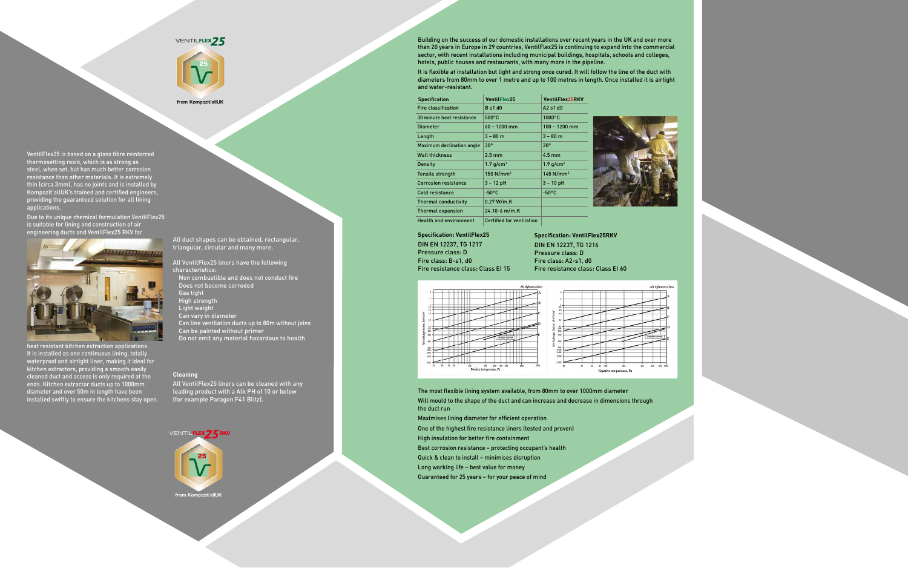VENTILFLEX25

from Kompozit'allUK

VentilFlex25 is based on a glass fibre reinforced thermosetting resin, which is as strong as steel, when set, but has much better corrosion resistance than other materials. It is extremely thin (circa 3mm), has no joints and is installed by Kompozit'allUK's trained and certified engineers, providing the guaranteed solution for all lining applications.

Due to its unique chemical formulation VentilFlex25 is suitable for lining and construction of air engineering ducts and VentilFlex25 RKV for heat resistant kitchen extraction applications. It is installed as one continuous lining, totally waterproof and airtight liner, making it ideal for kitchen extractors, providing a smooth easily cleaned duct and access is only required at the ends. Kitchen extractor ducts up to 1000mm diameter and over 50m in length have been installed swiftly to ensure the kitchens stay open.

All duct shapes can be obtained, rectangular, triangular, circular and many more.

All VentilFlex25 liners have the following characteristics:

- Non combustible and does not conduct fire
- Does not become corroded
- Gas tight
- High strength
- Light weight
- Can vary in diameter
- Can line ventilation ducts up to 80m without joins
- Can be painted without primer
- Do not emit any material hazardous to health

### Cleaning

All VentilFlex25 liners can be cleaned with any leading product with a Alk PH of 10 or below (for example Paragon F41 Blitz).

VENTILFLEX25RKV

from Kompozit'allUK

Building on the success of our domestic installations over recent years in the UK and over more than 20 years in Europe in 29 countries, VentilFlex25 is continuing to expand into the commercial sector, with recent installations including municipal buildings, hospitals, schools and colleges, hotels, public houses and restaurants, with many more in the pipeline.

It is flexible at installation but light and strong once cured. It will follow the line of the duct with diameters from 80mm to over 1 metre and up to 100 metres in length. Once installed it is airtight and water-resistant.

| Specification | VentilFlex25 | VentilFlex25RKV |
|---|---|---|
| Fire classification | B s1 d0 | A2 s1 d0 |
| 30 minute heat resistance | 500°C | 1000°C |
| Diameter | 60 – 1200 mm | 100 – 1200 mm |
| Length | 3 – 80 m | 3 – 80 m |
| Maximum declination angle | 30° | 30° |
| Wall thickness | 2.5 mm | 4.5 mm |
| Density | 1.7 g/cm³ | 1.9 g/cm³ |
| Tensile strength | 150 N/mm² | 145 N/mm² |
| Corrosion resistance | 3 – 12 pH | 3 – 10 pH |
| Cold resistance | -50°C | -50°C |
| Thermal conductivity | 0.27 W/m.K | |
| Thermal expansion | 24.10-6 m/m.K | |
| Health and environment | Certified for ventilation | |

**Specification: VentilFlex25**
DIN EN 12237, TG 1217
Pressure class: D
Fire class: B-s1, d0
Fire resistance class: Class EI 15

**Specification: VentilFlex25RKV**
DIN EN 12237, TG 1216
Pressure class: D
Fire class: A2-s1, d0
Fire resistance class: Class EI 60

Air tightness class
A
B
C
D
E
Positive test pressure, Pa

Air tightness class
A
B
C
D
E
Negative test pressure, Pa

- The most flexible lining system available, from 80mm to over 1000mm diameter
- Will mould to the shape of the duct and can increase and decrease in dimensions through the duct run
- Maximises lining diameter for efficient operation
- One of the highest fire resistance liners (tested and proven)
- High insulation for better fire containment
- Best corrosion resistance – protecting occupant's health
- Quick & clean to install – minimises disruption
- Long working life – best value for money
- Guaranteed for 25 years – for your peace of mind